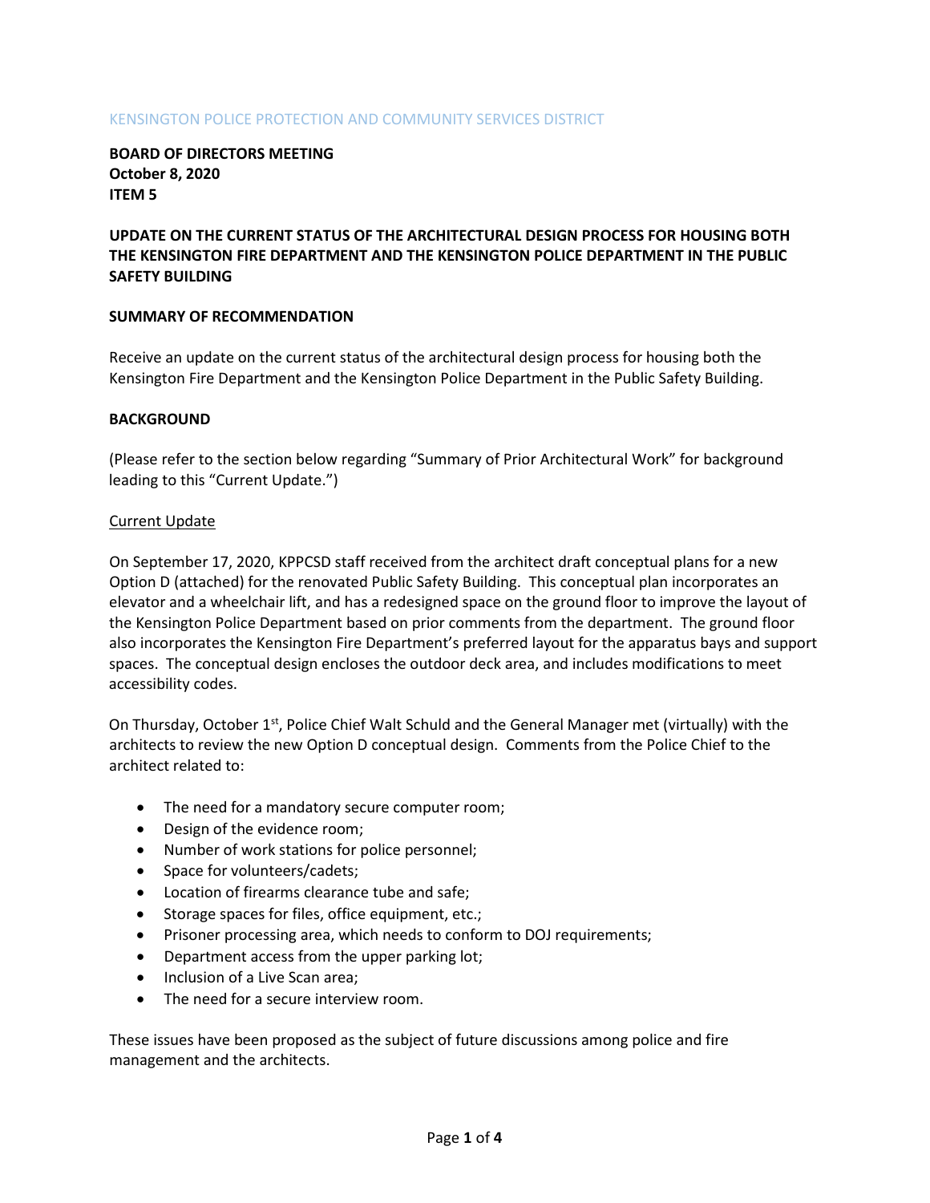KENSINGTON POLICE PROTECTION AND COMMUNITY SERVICES DISTRICT

**BOARD OF DIRECTORS MEETING**
**October 8, 2020**
**ITEM 5**

**UPDATE ON THE CURRENT STATUS OF THE ARCHITECTURAL DESIGN PROCESS FOR HOUSING BOTH THE KENSINGTON FIRE DEPARTMENT AND THE KENSINGTON POLICE DEPARTMENT IN THE PUBLIC SAFETY BUILDING**

**SUMMARY OF RECOMMENDATION**

Receive an update on the current status of the architectural design process for housing both the Kensington Fire Department and the Kensington Police Department in the Public Safety Building.

**BACKGROUND**

(Please refer to the section below regarding "Summary of Prior Architectural Work" for background leading to this "Current Update.")

Current Update

On September 17, 2020, KPPCSD staff received from the architect draft conceptual plans for a new Option D (attached) for the renovated Public Safety Building. This conceptual plan incorporates an elevator and a wheelchair lift, and has a redesigned space on the ground floor to improve the layout of the Kensington Police Department based on prior comments from the department. The ground floor also incorporates the Kensington Fire Department's preferred layout for the apparatus bays and support spaces. The conceptual design encloses the outdoor deck area, and includes modifications to meet accessibility codes.

On Thursday, October 1st, Police Chief Walt Schuld and the General Manager met (virtually) with the architects to review the new Option D conceptual design. Comments from the Police Chief to the architect related to:

- The need for a mandatory secure computer room;
- Design of the evidence room;
- Number of work stations for police personnel;
- Space for volunteers/cadets;
- Location of firearms clearance tube and safe;
- Storage spaces for files, office equipment, etc.;
- Prisoner processing area, which needs to conform to DOJ requirements;
- Department access from the upper parking lot;
- Inclusion of a Live Scan area;
- The need for a secure interview room.

These issues have been proposed as the subject of future discussions among police and fire management and the architects.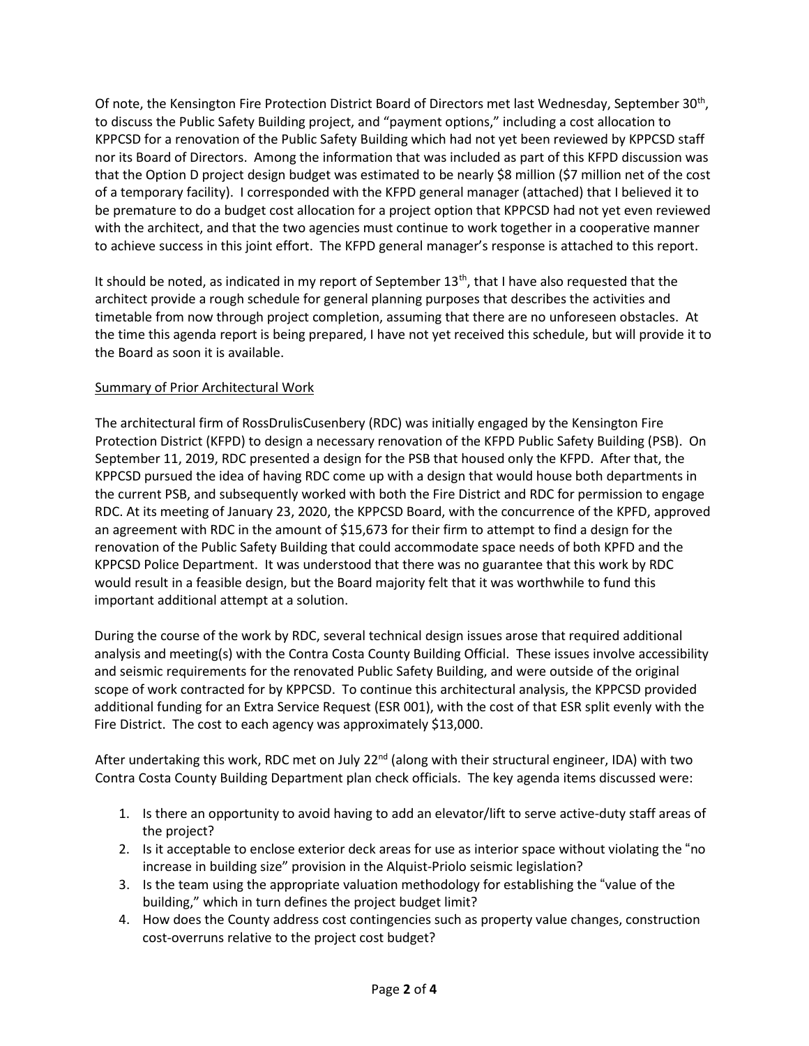Of note, the Kensington Fire Protection District Board of Directors met last Wednesday, September 30th, to discuss the Public Safety Building project, and "payment options," including a cost allocation to KPPCSD for a renovation of the Public Safety Building which had not yet been reviewed by KPPCSD staff nor its Board of Directors. Among the information that was included as part of this KFPD discussion was that the Option D project design budget was estimated to be nearly $8 million ($7 million net of the cost of a temporary facility). I corresponded with the KFPD general manager (attached) that I believed it to be premature to do a budget cost allocation for a project option that KPPCSD had not yet even reviewed with the architect, and that the two agencies must continue to work together in a cooperative manner to achieve success in this joint effort. The KFPD general manager's response is attached to this report.

It should be noted, as indicated in my report of September 13th, that I have also requested that the architect provide a rough schedule for general planning purposes that describes the activities and timetable from now through project completion, assuming that there are no unforeseen obstacles. At the time this agenda report is being prepared, I have not yet received this schedule, but will provide it to the Board as soon it is available.

Summary of Prior Architectural Work

The architectural firm of RossDrulisCusenbery (RDC) was initially engaged by the Kensington Fire Protection District (KFPD) to design a necessary renovation of the KFPD Public Safety Building (PSB). On September 11, 2019, RDC presented a design for the PSB that housed only the KFPD. After that, the KPPCSD pursued the idea of having RDC come up with a design that would house both departments in the current PSB, and subsequently worked with both the Fire District and RDC for permission to engage RDC. At its meeting of January 23, 2020, the KPPCSD Board, with the concurrence of the KPFD, approved an agreement with RDC in the amount of $15,673 for their firm to attempt to find a design for the renovation of the Public Safety Building that could accommodate space needs of both KPFD and the KPPCSD Police Department. It was understood that there was no guarantee that this work by RDC would result in a feasible design, but the Board majority felt that it was worthwhile to fund this important additional attempt at a solution.

During the course of the work by RDC, several technical design issues arose that required additional analysis and meeting(s) with the Contra Costa County Building Official. These issues involve accessibility and seismic requirements for the renovated Public Safety Building, and were outside of the original scope of work contracted for by KPPCSD. To continue this architectural analysis, the KPPCSD provided additional funding for an Extra Service Request (ESR 001), with the cost of that ESR split evenly with the Fire District. The cost to each agency was approximately $13,000.

After undertaking this work, RDC met on July 22nd (along with their structural engineer, IDA) with two Contra Costa County Building Department plan check officials. The key agenda items discussed were:

1. Is there an opportunity to avoid having to add an elevator/lift to serve active-duty staff areas of the project?
2. Is it acceptable to enclose exterior deck areas for use as interior space without violating the "no increase in building size" provision in the Alquist-Priolo seismic legislation?
3. Is the team using the appropriate valuation methodology for establishing the "value of the building," which in turn defines the project budget limit?
4. How does the County address cost contingencies such as property value changes, construction cost-overruns relative to the project cost budget?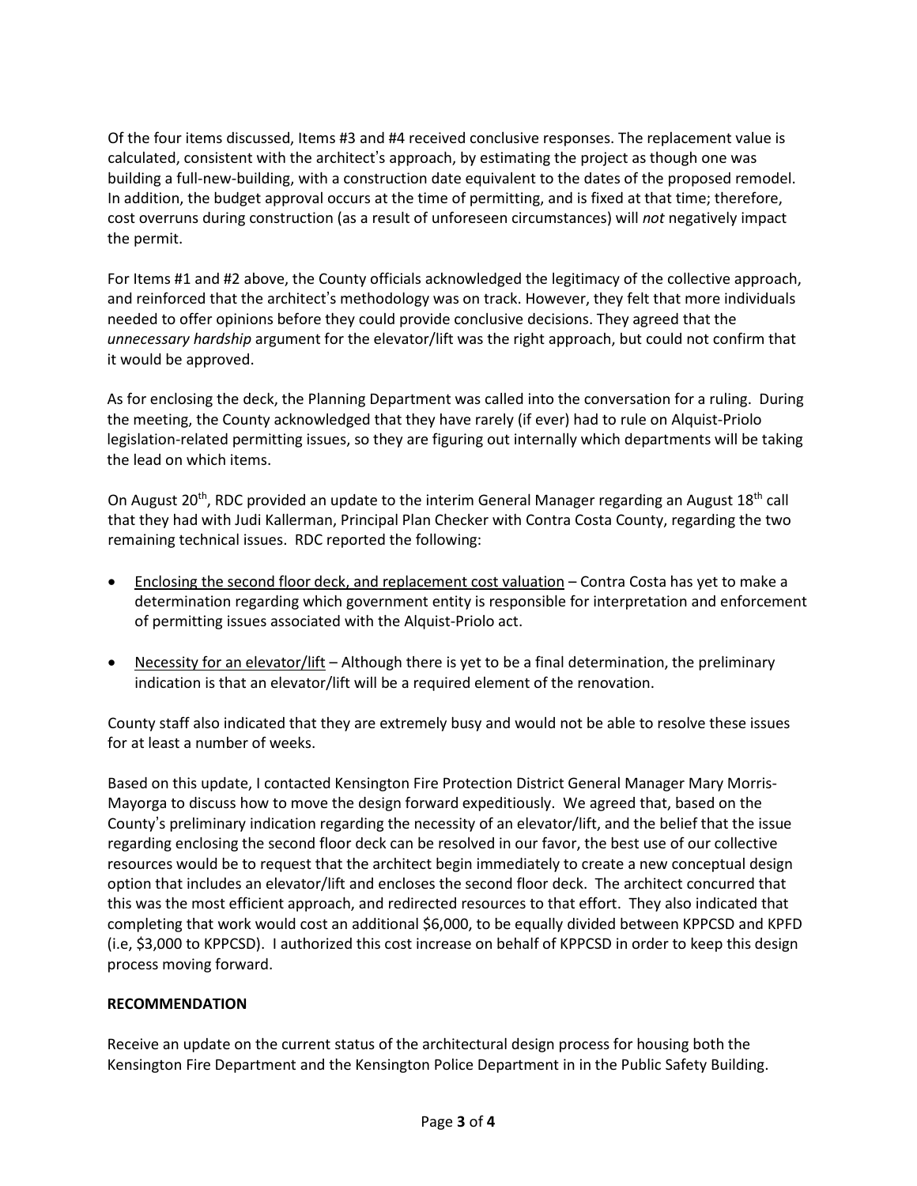Of the four items discussed, Items #3 and #4 received conclusive responses. The replacement value is calculated, consistent with the architect's approach, by estimating the project as though one was building a full-new-building, with a construction date equivalent to the dates of the proposed remodel. In addition, the budget approval occurs at the time of permitting, and is fixed at that time; therefore, cost overruns during construction (as a result of unforeseen circumstances) will *not* negatively impact the permit.

For Items #1 and #2 above, the County officials acknowledged the legitimacy of the collective approach, and reinforced that the architect's methodology was on track. However, they felt that more individuals needed to offer opinions before they could provide conclusive decisions. They agreed that the *unnecessary hardship* argument for the elevator/lift was the right approach, but could not confirm that it would be approved.

As for enclosing the deck, the Planning Department was called into the conversation for a ruling. During the meeting, the County acknowledged that they have rarely (if ever) had to rule on Alquist-Priolo legislation-related permitting issues, so they are figuring out internally which departments will be taking the lead on which items.

On August 20th, RDC provided an update to the interim General Manager regarding an August 18th call that they had with Judi Kallerman, Principal Plan Checker with Contra Costa County, regarding the two remaining technical issues. RDC reported the following:

- Enclosing the second floor deck, and replacement cost valuation – Contra Costa has yet to make a determination regarding which government entity is responsible for interpretation and enforcement of permitting issues associated with the Alquist-Priolo act.
- Necessity for an elevator/lift – Although there is yet to be a final determination, the preliminary indication is that an elevator/lift will be a required element of the renovation.

County staff also indicated that they are extremely busy and would not be able to resolve these issues for at least a number of weeks.

Based on this update, I contacted Kensington Fire Protection District General Manager Mary Morris-Mayorga to discuss how to move the design forward expeditiously. We agreed that, based on the County's preliminary indication regarding the necessity of an elevator/lift, and the belief that the issue regarding enclosing the second floor deck can be resolved in our favor, the best use of our collective resources would be to request that the architect begin immediately to create a new conceptual design option that includes an elevator/lift and encloses the second floor deck. The architect concurred that this was the most efficient approach, and redirected resources to that effort. They also indicated that completing that work would cost an additional $6,000, to be equally divided between KPPCSD and KPFD (i.e, $3,000 to KPPCSD). I authorized this cost increase on behalf of KPPCSD in order to keep this design process moving forward.

**RECOMMENDATION**

Receive an update on the current status of the architectural design process for housing both the Kensington Fire Department and the Kensington Police Department in in the Public Safety Building.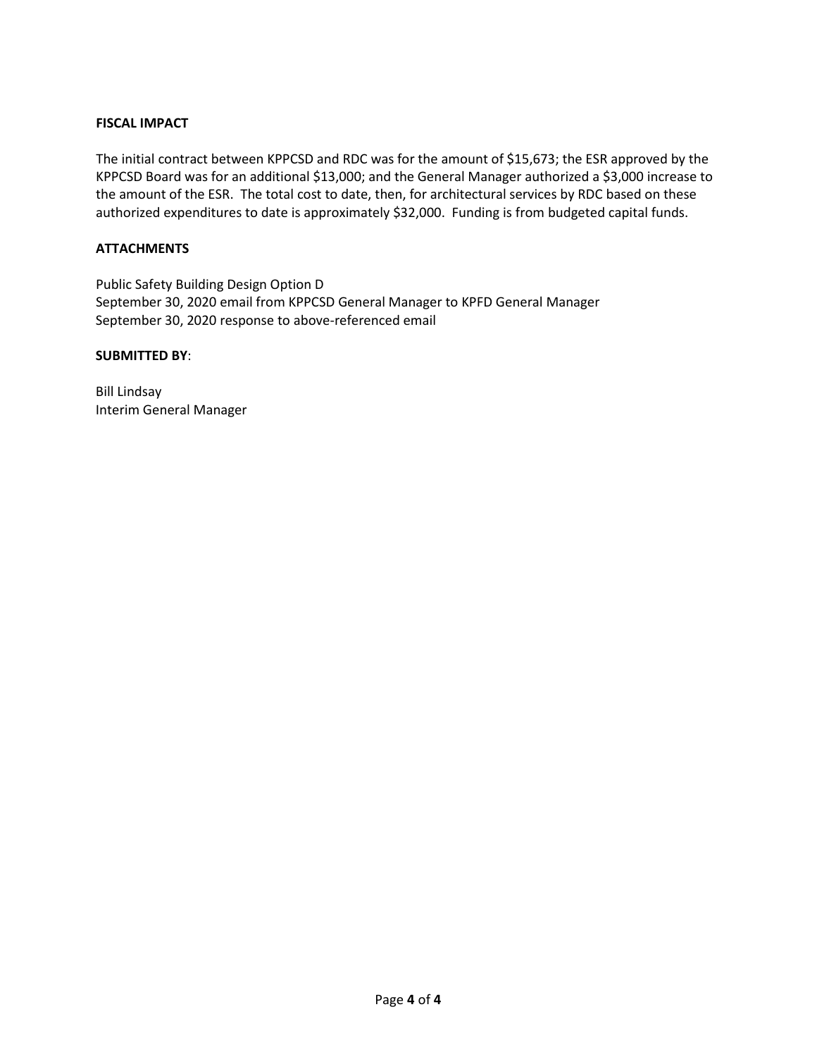**FISCAL IMPACT**

The initial contract between KPPCSD and RDC was for the amount of $15,673; the ESR approved by the KPPCSD Board was for an additional $13,000; and the General Manager authorized a $3,000 increase to the amount of the ESR. The total cost to date, then, for architectural services by RDC based on these authorized expenditures to date is approximately $32,000. Funding is from budgeted capital funds.

**ATTACHMENTS**

Public Safety Building Design Option D
September 30, 2020 email from KPPCSD General Manager to KPFD General Manager
September 30, 2020 response to above-referenced email

**SUBMITTED BY**:

Bill Lindsay
Interim General Manager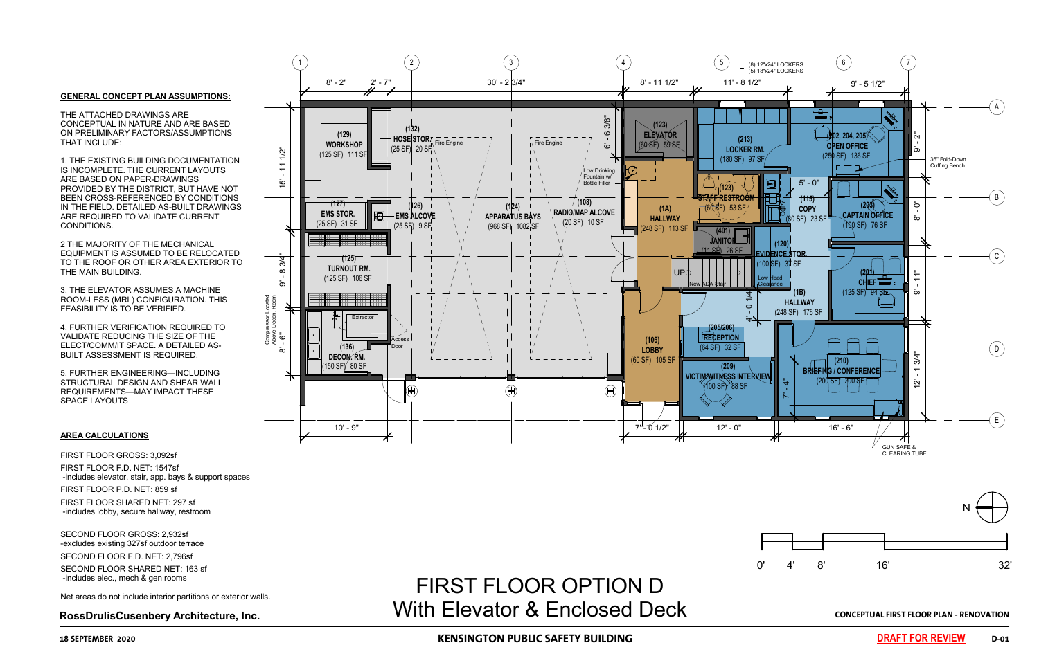## GENERAL CONCEPT PLAN ASSUMPTIONS:

THE ATTACHED DRAWINGS ARE CONCEPTUAL IN NATURE AND ARE BASED ON PRELIMINARY FACTORS/ASSUMPTIONS THAT INCLUDE:

1. THE EXISTING BUILDING DOCUMENTATION IS INCOMPLETE. THE CURRENT LAYOUTS ARE BASED ON PAPER-DRAWINGS PROVIDED BY THE DISTRICT, BUT HAVE NOT BEEN CROSS-REFERENCED BY CONDITIONS IN THE FIELD. DETAILED AS-BUILT DRAWINGS ARE REQUIRED TO VALIDATE CURRENT CONDITIONS.

2 THE MAJORITY OF THE MECHANICAL EQUIPMENT IS ASSUMED TO BE RELOCATED TO THE ROOF OR OTHER AREA EXTERIOR TO THE MAIN BUILDING.

3. THE ELEVATOR ASSUMES A MACHINE ROOM-LESS (MRL) CONFIGURATION. THIS FEASIBILITY IS TO BE VERIFIED.

4. FURTHER VERIFICATION REQUIRED TO VALIDATE REDUCING THE SIZE OF THE ELECT/COMM/IT SPACE. A DETAILED AS-BUILT ASSESSMENT IS REQUIRED.

5. FURTHER ENGINEERING—INCLUDING STRUCTURAL DESIGN AND SHEAR WALL REQUIREMENTS—MAY IMPACT THESE SPACE LAYOUTS

## AREA CALCULATIONS

FIRST FLOOR GROSS: 3,092sf

FIRST FLOOR F.D. NET: 1547sf
-includes elevator, stair, app. bays & support spaces

FIRST FLOOR P.D. NET: 859 sf

FIRST FLOOR SHARED NET: 297 sf
-includes lobby, secure hallway, restroom

SECOND FLOOR GROSS: 2,932sf
-excludes existing 327sf outdoor terrace

SECOND FLOOR F.D. NET: 2,796sf

SECOND FLOOR SHARED NET: 163 sf
-includes elec., mech & gen rooms

Net areas do not include interior partitions or exterior walls.

| Room | Name | Program Area | Actual Area |
|---|---|---|---|
| (129) | WORKSHOP | 125 SF | 111 SF |
| (132) | HOSE STOR. | 25 SF | 20 SF |
| (127) | EMS STOR. | 25 SF | 31 SF |
| (126) | EMS ALCOVE | 25 SF | 9 SF |
| (124) | APPARATUS BAYS | 968 SF | 1082 SF |
| (108) | RADIO/MAP ALCOVE | 20 SF | 10 SF |
| (125) | TURNOUT RM. | 125 SF | 106 SF |
| (136) | DECON. RM. | 150 SF | 80 SF |
| (123) | ELEVATOR | 60 SF | 59 SF |
| (1A) | HALLWAY | 248 SF | 113 SF |
| (106) | LOBBY | 60 SF | 105 SF |
| (213) | LOCKER RM. | 180 SF | 97 SF |
| (123) | STAFF RESTROOM | 60 SF | 53 SF |
| (401) | JANITOR | 11 SF | 26 SF |
| (120) | EVIDENCE STOR. | 100 SF | 37 SF |
| (115) | COPY | 80 SF | 23 SF |
| (202, 204, 205) | OPEN OFFICE | 250 SF | 136 SF |
| (203) | CAPTAIN OFFICE | 100 SF | 76 SF |
| (201) | CHIEF | 125 SF | 94 SF |
| (1B) | HALLWAY | 248 SF | 176 SF |
| (205/206) | RECEPTION | 64 SF | 32 SF |
| (209) | VICTIM/WITNESS INTERVIEW | 100 SF | 88 SF |
| (210) | BRIEFING / CONFERENCE | 200 SF | 200 SF |

Fire Engine; Fire Engine; Low Drinking Fountain w/ Bottle Filler; Extractor; Access Door; Compressor Located Above Decon. Room; UP; New ADA Stair; Low Head Clearance; (8) 12"x24" LOCKERS; (5) 18"x24" LOCKERS; 36" Fold-Down Cuffing Bench; GUN SAFE & CLEARING TUBE

Dimensions: 8' - 2"; 2' - 7"; 30' - 2 3/4"; 8' - 11 1/2"; 11' - 8 1/2"; 9' - 5 1/2"; 15' - 11 1/2"; 9' - 8 3/4"; 8' - 6"; 6' - 6 3/8"; 5' - 0"; 4' - 0 1/4"; 7' - 4"; 9' - 2"; 8' - 0"; 9' - 11"; 12' - 1 3/4"; 10' - 9"; 7' - 0 1/2"; 12' - 0"; 16' - 6"

Scale: 0' 4' 8' 16' 32'

N

# FIRST FLOOR OPTION D
# With Elevator & Enclosed Deck

**RossDrulisCusenbery Architecture, Inc.**

**CONCEPTUAL FIRST FLOOR PLAN - RENOVATION**

18 SEPTEMBER 2020

**KENSINGTON PUBLIC SAFETY BUILDING**

**DRAFT FOR REVIEW** D-01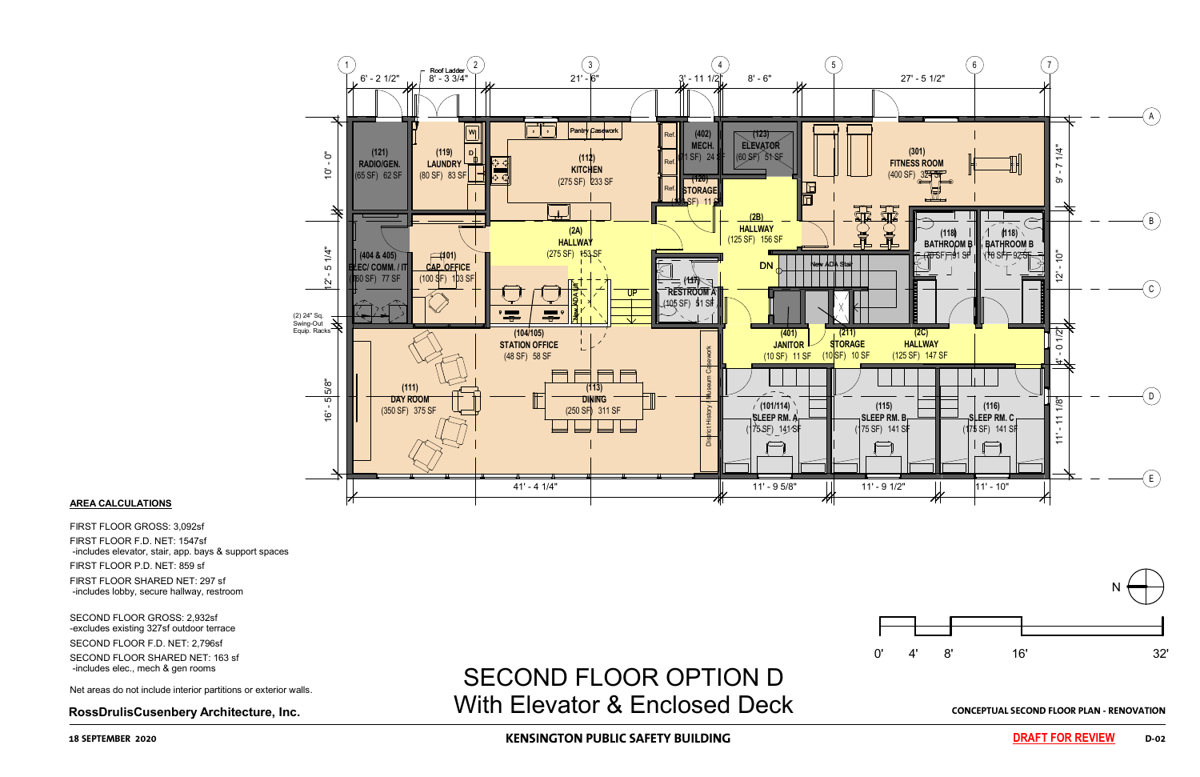# SECOND FLOOR OPTION D
## With Elevator & Enclosed Deck

**AREA CALCULATIONS**

FIRST FLOOR GROSS: 3,092sf

FIRST FLOOR F.D. NET: 1547sf
-includes elevator, stair, app. bays & support spaces

FIRST FLOOR P.D. NET: 859 sf

FIRST FLOOR SHARED NET: 297 sf
-includes lobby, secure hallway, restroom

SECOND FLOOR GROSS: 2,932sf
-excludes existing 327sf outdoor terrace

SECOND FLOOR F.D. NET: 2,796sf

SECOND FLOOR SHARED NET: 163 sf
-includes elec., mech & gen rooms

Net areas do not include interior partitions or exterior walls.

| Room | Name | Program Area | Net Area |
|---|---|---|---|
| (121) | RADIO/GEN. | (65 SF) | 62 SF |
| (119) | LAUNDRY | (80 SF) | 83 SF |
| (112) | KITCHEN | (275 SF) | 233 SF |
| (402) | MECH. | (31 SF) | 24 SF |
| (123) | ELEVATOR | (60 SF) | 51 SF |
| (120) | STORAGE | (10 SF) | 11 SF |
| (301) | FITNESS ROOM | (400 SF) | 324 SF |
| (2A) | HALLWAY | (275 SF) | 153 SF |
| (2B) | HALLWAY | (125 SF) | 156 SF |
| (404 & 405) | ELEC/ COMM. / IT | (60 SF) | 77 SF |
| (101) | CAP. OFFICE | (100 SF) | 103 SF |
| (117) | RESTROOM A | (105 SF) | 91 SF |
| (118) | BATHROOM B | (70 SF) | 91 SF |
| (118) | BATHROOM B | (70 SF) | 92 SF |
| (104/105) | STATION OFFICE | (48 SF) | 58 SF |
| (401) | JANITOR | (10 SF) | 11 SF |
| (211) | STORAGE | (10 SF) | 10 SF |
| (2C) | HALLWAY | (125 SF) | 147 SF |
| (111) | DAY ROOM | (350 SF) | 375 SF |
| (113) | DINING | (250 SF) | 311 SF |
| (101/114) | SLEEP RM. A | (175 SF) | 141 SF |
| (115) | SLEEP RM. B | (175 SF) | 141 SF |
| (116) | SLEEP RM. C | (175 SF) | 141 SF |

Other labels: Roof Ladder; Pantry Casework; Ref.; W; D; DN; UP; New ADA Stair; New ADA Lift; District History / Museum Casework; (2) 24" Sq. Swing-Out Equip. Racks

Dimensions: 6' - 2 1/2"; 8' - 3 3/4"; 21' - 6"; 3' - 11 1/2"; 8' - 6"; 27' - 5 1/2"; 10' - 0"; 12' - 5 1/4"; 16' - 5 5/8"; 9' - 7 1/4"; 12' - 10"; 4' - 0 1/2"; 11' - 11 1/8"; 41' - 4 1/4"; 11' - 9 5/8"; 11' - 9 1/2"; 11' - 10"

Scale: 0' 4' 8' 16' 32' — N

**RossDrulisCusenbery Architecture, Inc.**

18 SEPTEMBER 2020

**KENSINGTON PUBLIC SAFETY BUILDING**

**CONCEPTUAL SECOND FLOOR PLAN - RENOVATION**

**DRAFT FOR REVIEW** D-02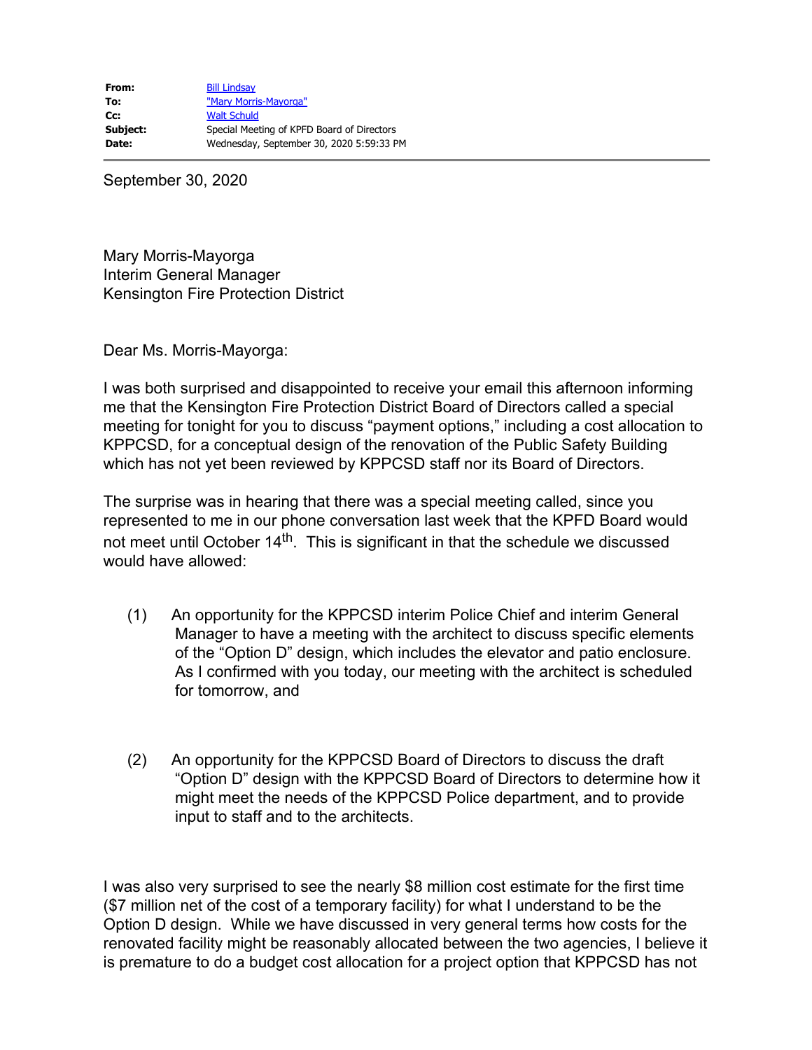| | |
|---|---|
| **From:** | Bill Lindsay |
| **To:** | "Mary Morris-Mayorga" |
| **Cc:** | Walt Schuld |
| **Subject:** | Special Meeting of KPFD Board of Directors |
| **Date:** | Wednesday, September 30, 2020 5:59:33 PM |

September 30, 2020

Mary Morris-Mayorga
Interim General Manager
Kensington Fire Protection District

Dear Ms. Morris-Mayorga:

I was both surprised and disappointed to receive your email this afternoon informing me that the Kensington Fire Protection District Board of Directors called a special meeting for tonight for you to discuss "payment options," including a cost allocation to KPPCSD, for a conceptual design of the renovation of the Public Safety Building which has not yet been reviewed by KPPCSD staff nor its Board of Directors.

The surprise was in hearing that there was a special meeting called, since you represented to me in our phone conversation last week that the KPFD Board would not meet until October 14th. This is significant in that the schedule we discussed would have allowed:

(1) An opportunity for the KPPCSD interim Police Chief and interim General Manager to have a meeting with the architect to discuss specific elements of the "Option D" design, which includes the elevator and patio enclosure. As I confirmed with you today, our meeting with the architect is scheduled for tomorrow, and

(2) An opportunity for the KPPCSD Board of Directors to discuss the draft "Option D" design with the KPPCSD Board of Directors to determine how it might meet the needs of the KPPCSD Police department, and to provide input to staff and to the architects.

I was also very surprised to see the nearly $8 million cost estimate for the first time ($7 million net of the cost of a temporary facility) for what I understand to be the Option D design. While we have discussed in very general terms how costs for the renovated facility might be reasonably allocated between the two agencies, I believe it is premature to do a budget cost allocation for a project option that KPPCSD has not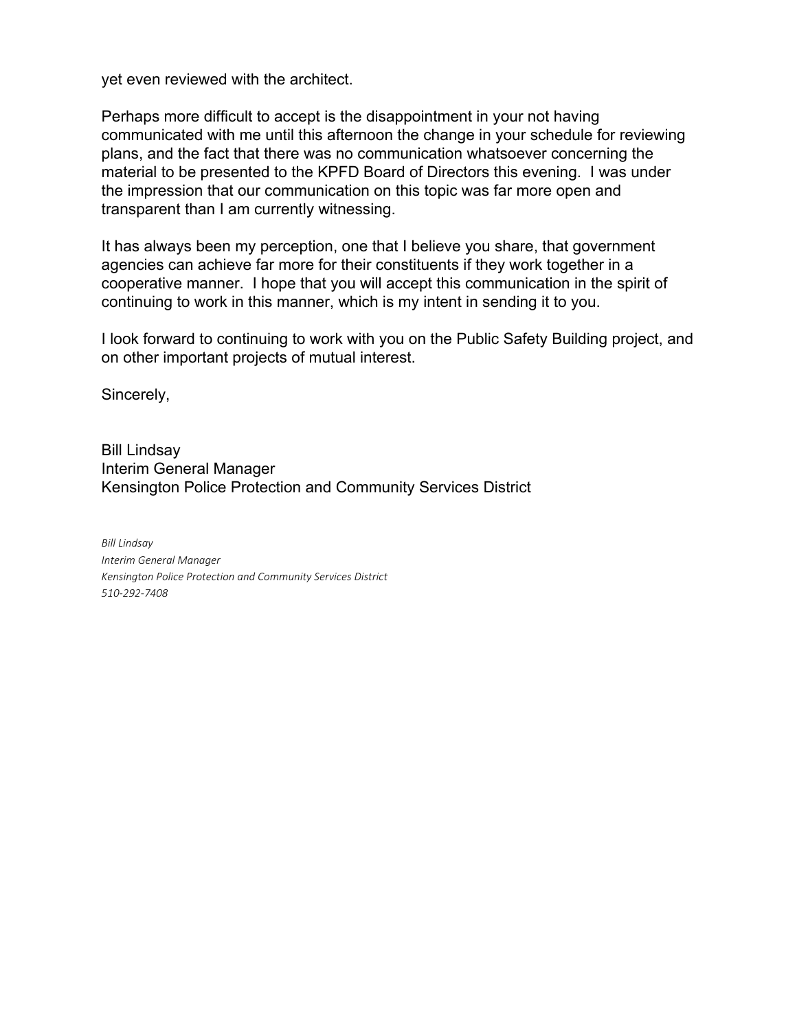yet even reviewed with the architect.

Perhaps more difficult to accept is the disappointment in your not having communicated with me until this afternoon the change in your schedule for reviewing plans, and the fact that there was no communication whatsoever concerning the material to be presented to the KPFD Board of Directors this evening. I was under the impression that our communication on this topic was far more open and transparent than I am currently witnessing.

It has always been my perception, one that I believe you share, that government agencies can achieve far more for their constituents if they work together in a cooperative manner. I hope that you will accept this communication in the spirit of continuing to work in this manner, which is my intent in sending it to you.

I look forward to continuing to work with you on the Public Safety Building project, and on other important projects of mutual interest.

Sincerely,

Bill Lindsay
Interim General Manager
Kensington Police Protection and Community Services District

*Bill Lindsay*
*Interim General Manager*
*Kensington Police Protection and Community Services District*
*510-292-7408*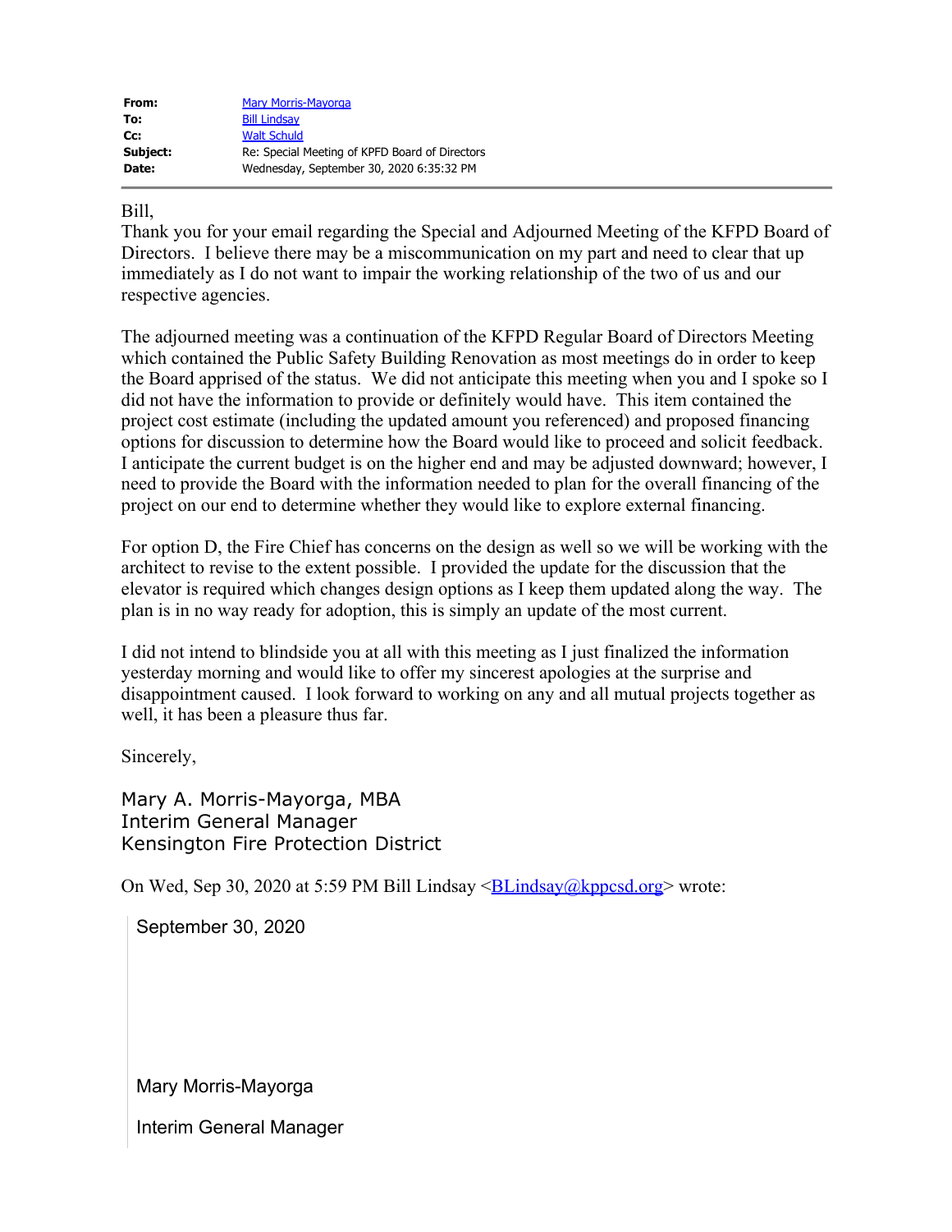| | |
|---|---|
| **From:** | Mary Morris-Mayorga |
| **To:** | Bill Lindsay |
| **Cc:** | Walt Schuld |
| **Subject:** | Re: Special Meeting of KPFD Board of Directors |
| **Date:** | Wednesday, September 30, 2020 6:35:32 PM |

Bill,

Thank you for your email regarding the Special and Adjourned Meeting of the KFPD Board of Directors. I believe there may be a miscommunication on my part and need to clear that up immediately as I do not want to impair the working relationship of the two of us and our respective agencies.

The adjourned meeting was a continuation of the KFPD Regular Board of Directors Meeting which contained the Public Safety Building Renovation as most meetings do in order to keep the Board apprised of the status. We did not anticipate this meeting when you and I spoke so I did not have the information to provide or definitely would have. This item contained the project cost estimate (including the updated amount you referenced) and proposed financing options for discussion to determine how the Board would like to proceed and solicit feedback. I anticipate the current budget is on the higher end and may be adjusted downward; however, I need to provide the Board with the information needed to plan for the overall financing of the project on our end to determine whether they would like to explore external financing.

For option D, the Fire Chief has concerns on the design as well so we will be working with the architect to revise to the extent possible. I provided the update for the discussion that the elevator is required which changes design options as I keep them updated along the way. The plan is in no way ready for adoption, this is simply an update of the most current.

I did not intend to blindside you at all with this meeting as I just finalized the information yesterday morning and would like to offer my sincerest apologies at the surprise and disappointment caused. I look forward to working on any and all mutual projects together as well, it has been a pleasure thus far.

Sincerely,

Mary A. Morris-Mayorga, MBA
Interim General Manager
Kensington Fire Protection District

On Wed, Sep 30, 2020 at 5:59 PM Bill Lindsay <BLindsay@kppcsd.org> wrote:

> September 30, 2020
>
> Mary Morris-Mayorga
>
> Interim General Manager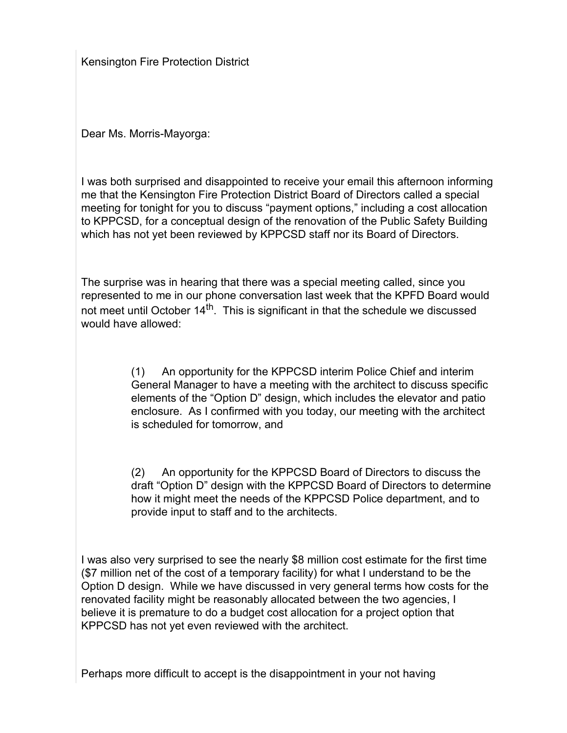Kensington Fire Protection District

Dear Ms. Morris-Mayorga:

I was both surprised and disappointed to receive your email this afternoon informing me that the Kensington Fire Protection District Board of Directors called a special meeting for tonight for you to discuss "payment options," including a cost allocation to KPPCSD, for a conceptual design of the renovation of the Public Safety Building which has not yet been reviewed by KPPCSD staff nor its Board of Directors.

The surprise was in hearing that there was a special meeting called, since you represented to me in our phone conversation last week that the KPFD Board would not meet until October 14th. This is significant in that the schedule we discussed would have allowed:

> (1) An opportunity for the KPPCSD interim Police Chief and interim General Manager to have a meeting with the architect to discuss specific elements of the "Option D" design, which includes the elevator and patio enclosure. As I confirmed with you today, our meeting with the architect is scheduled for tomorrow, and
>
> (2) An opportunity for the KPPCSD Board of Directors to discuss the draft "Option D" design with the KPPCSD Board of Directors to determine how it might meet the needs of the KPPCSD Police department, and to provide input to staff and to the architects.

I was also very surprised to see the nearly $8 million cost estimate for the first time ($7 million net of the cost of a temporary facility) for what I understand to be the Option D design. While we have discussed in very general terms how costs for the renovated facility might be reasonably allocated between the two agencies, I believe it is premature to do a budget cost allocation for a project option that KPPCSD has not yet even reviewed with the architect.

Perhaps more difficult to accept is the disappointment in your not having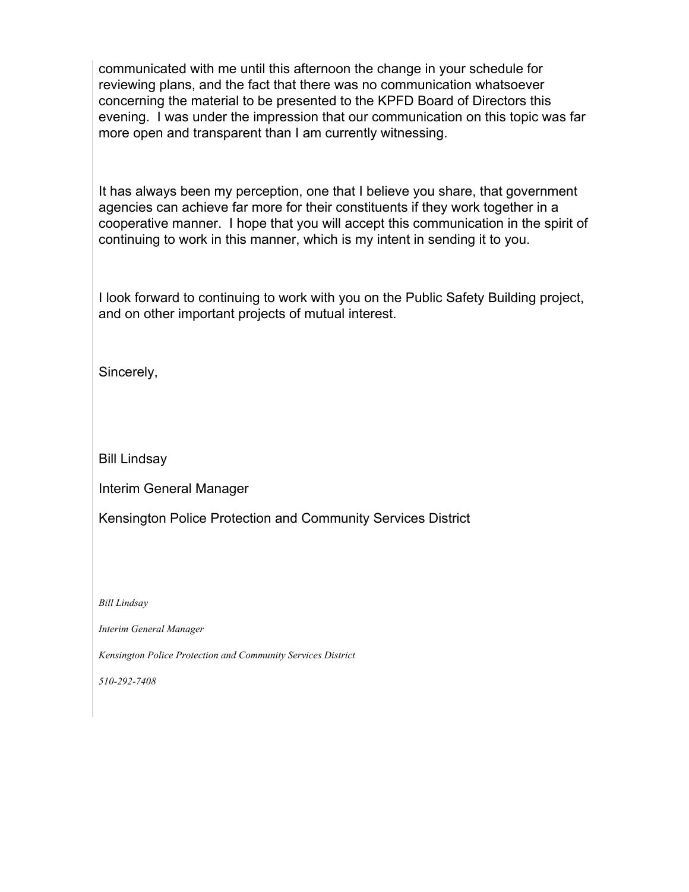communicated with me until this afternoon the change in your schedule for reviewing plans, and the fact that there was no communication whatsoever concerning the material to be presented to the KPFD Board of Directors this evening. I was under the impression that our communication on this topic was far more open and transparent than I am currently witnessing.

It has always been my perception, one that I believe you share, that government agencies can achieve far more for their constituents if they work together in a cooperative manner. I hope that you will accept this communication in the spirit of continuing to work in this manner, which is my intent in sending it to you.

I look forward to continuing to work with you on the Public Safety Building project, and on other important projects of mutual interest.

Sincerely,

Bill Lindsay

Interim General Manager

Kensington Police Protection and Community Services District

*Bill Lindsay*

*Interim General Manager*

*Kensington Police Protection and Community Services District*

*510-292-7408*